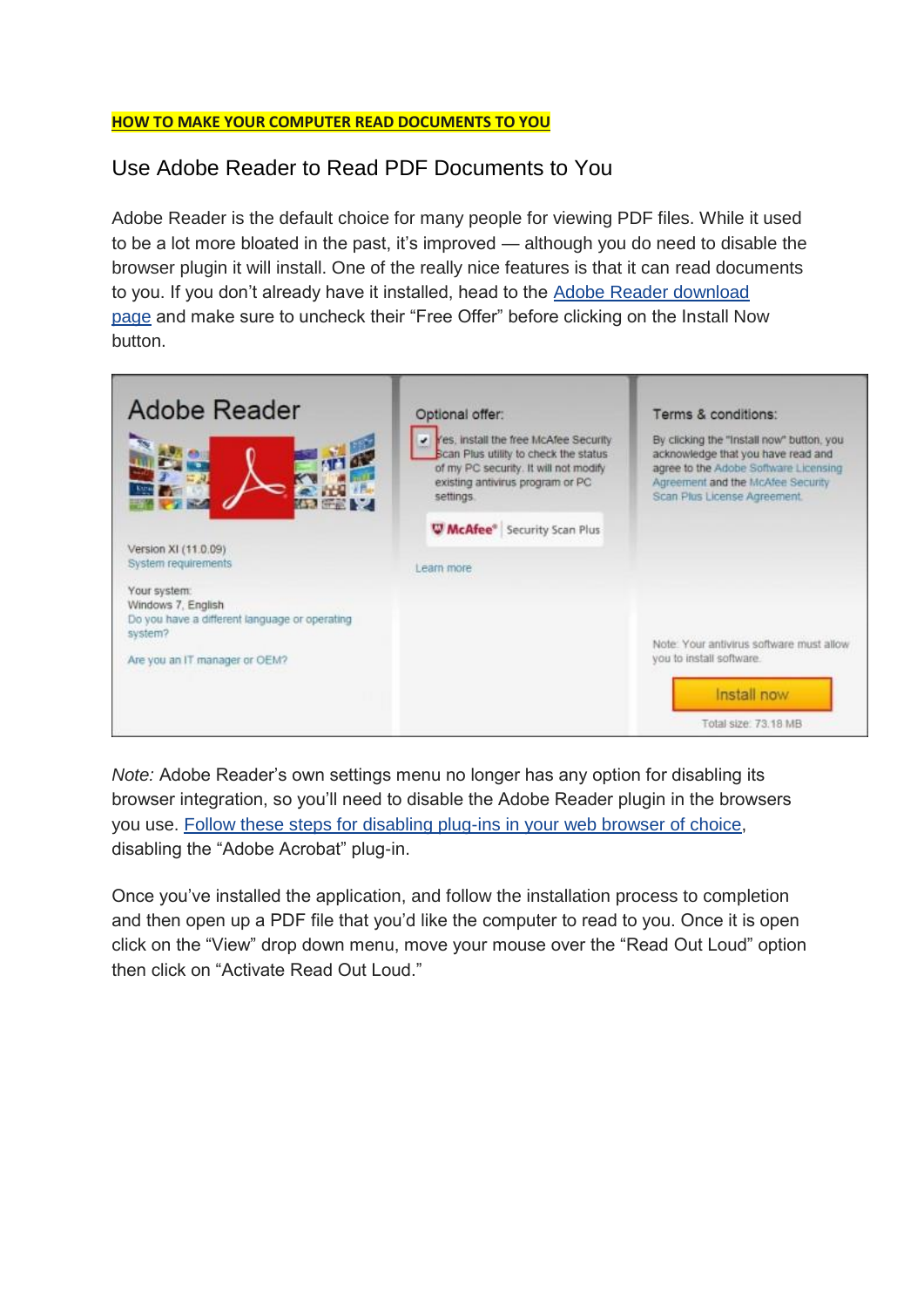**HOW TO MAKE YOUR COMPUTER READ DOCUMENTS TO YOU**

## Use Adobe Reader to Read PDF Documents to You

Adobe Reader is the default choice for many people for viewing PDF files. While it used to be a lot more bloated in the past, it's improved — although you do need to disable the browser plugin it will install. One of the really nice features is that it can read documents to you. If you don't already have it installed, head to the Adobe Reader download page and make sure to uncheck their "Free Offer" before clicking on the Install Now button.

*Note:* Adobe Reader's own settings menu no longer has any option for disabling its browser integration, so you'll need to disable the Adobe Reader plugin in the browsers you use. Follow these steps for disabling plug-ins in your web browser of choice, disabling the "Adobe Acrobat" plug-in.

Once you've installed the application, and follow the installation process to completion and then open up a PDF file that you'd like the computer to read to you. Once it is open click on the "View" drop down menu, move your mouse over the "Read Out Loud" option then click on "Activate Read Out Loud."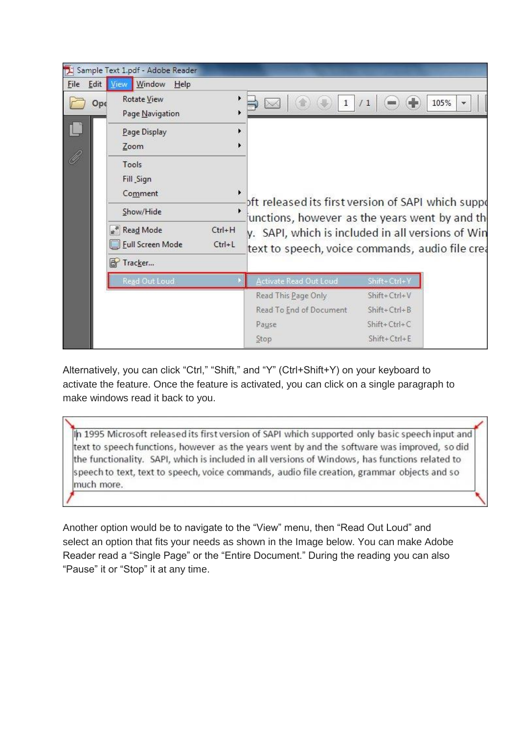Alternatively, you can click “Ctrl,” “Shift,” and “Y” (Ctrl+Shift+Y) on your keyboard to activate the feature. Once the feature is activated, you can click on a single paragraph to make windows read it back to you.

Another option would be to navigate to the “View” menu, then “Read Out Loud” and select an option that fits your needs as shown in the Image below. You can make Adobe Reader read a “Single Page” or the “Entire Document.” During the reading you can also “Pause” it or “Stop” it at any time.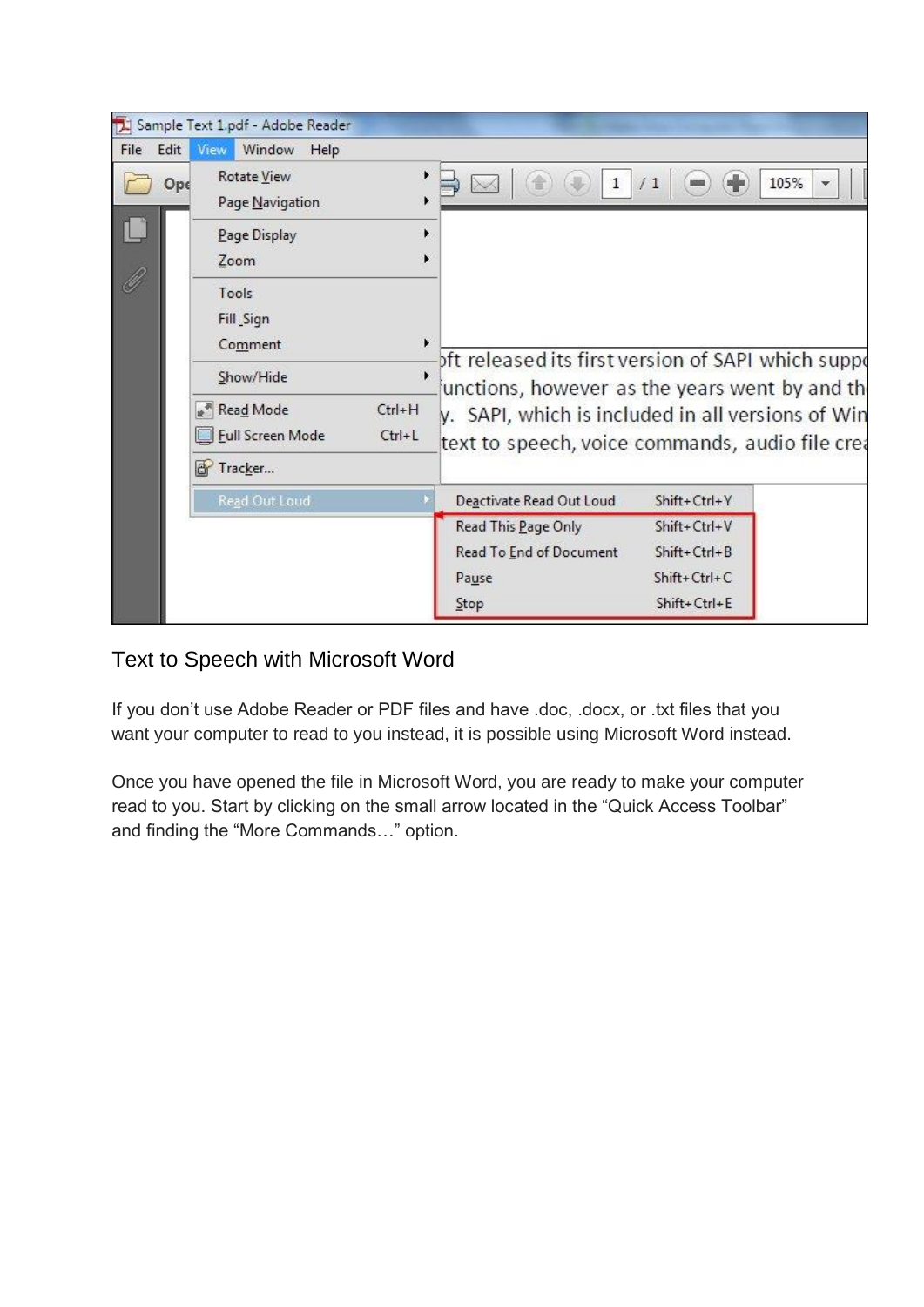## Text to Speech with Microsoft Word

If you don’t use Adobe Reader or PDF files and have .doc, .docx, or .txt files that you want your computer to read to you instead, it is possible using Microsoft Word instead.

Once you have opened the file in Microsoft Word, you are ready to make your computer read to you. Start by clicking on the small arrow located in the “Quick Access Toolbar” and finding the “More Commands…” option.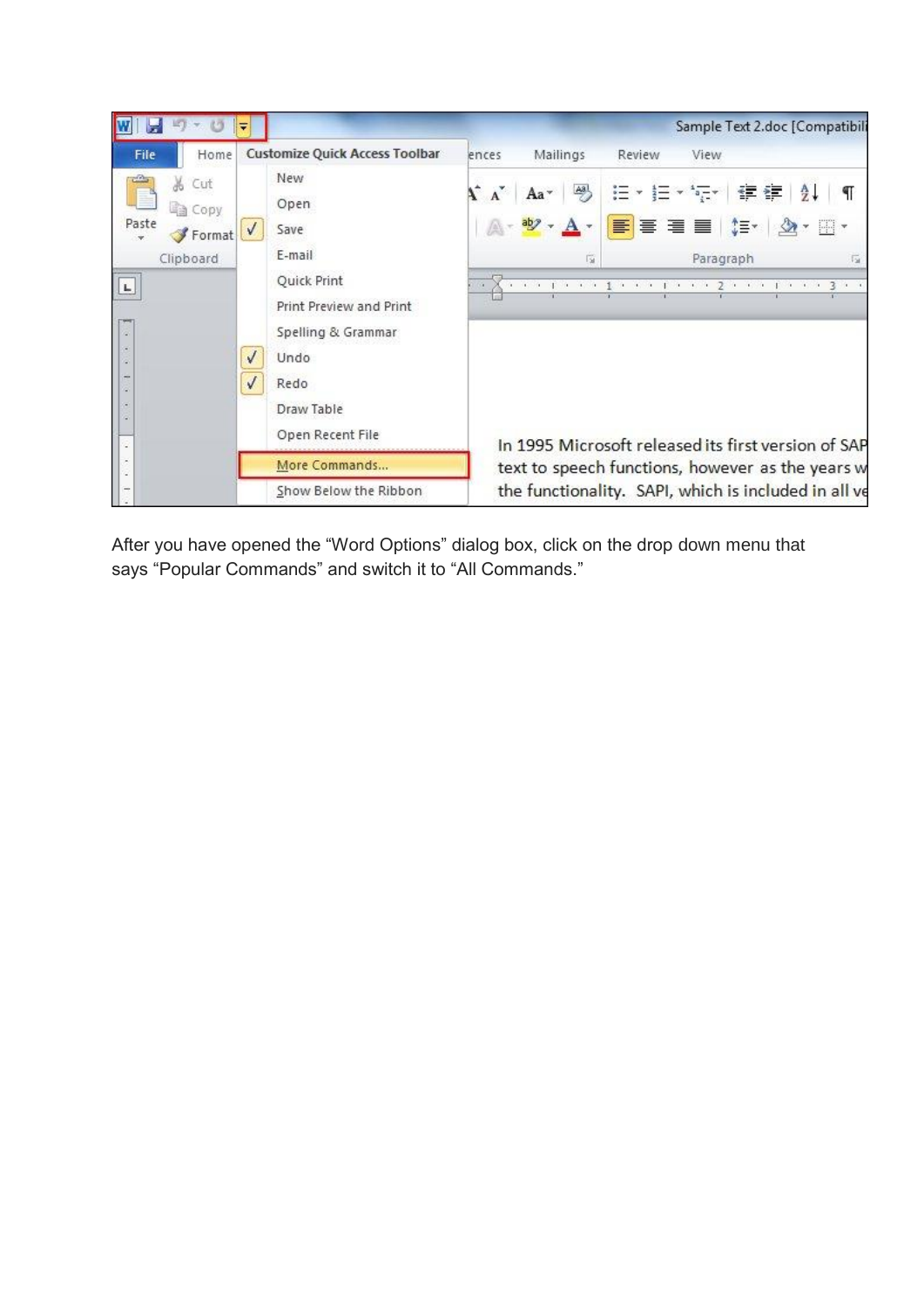After you have opened the “Word Options” dialog box, click on the drop down menu that says “Popular Commands” and switch it to “All Commands.”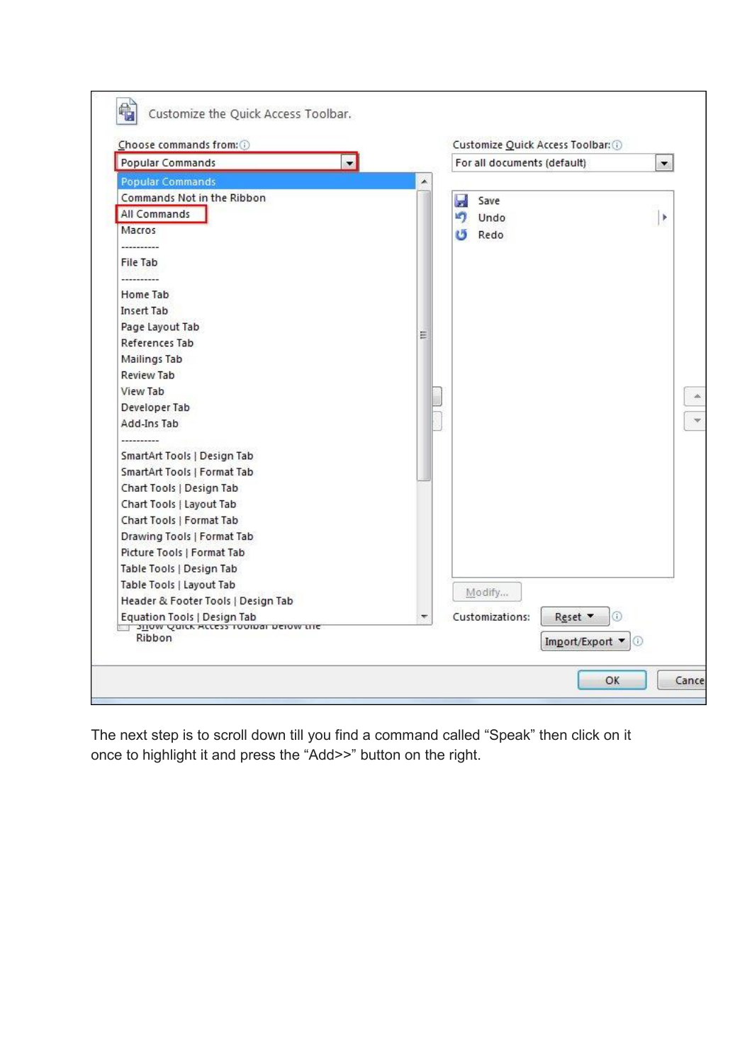The next step is to scroll down till you find a command called "Speak" then click on it once to highlight it and press the "Add>>" button on the right.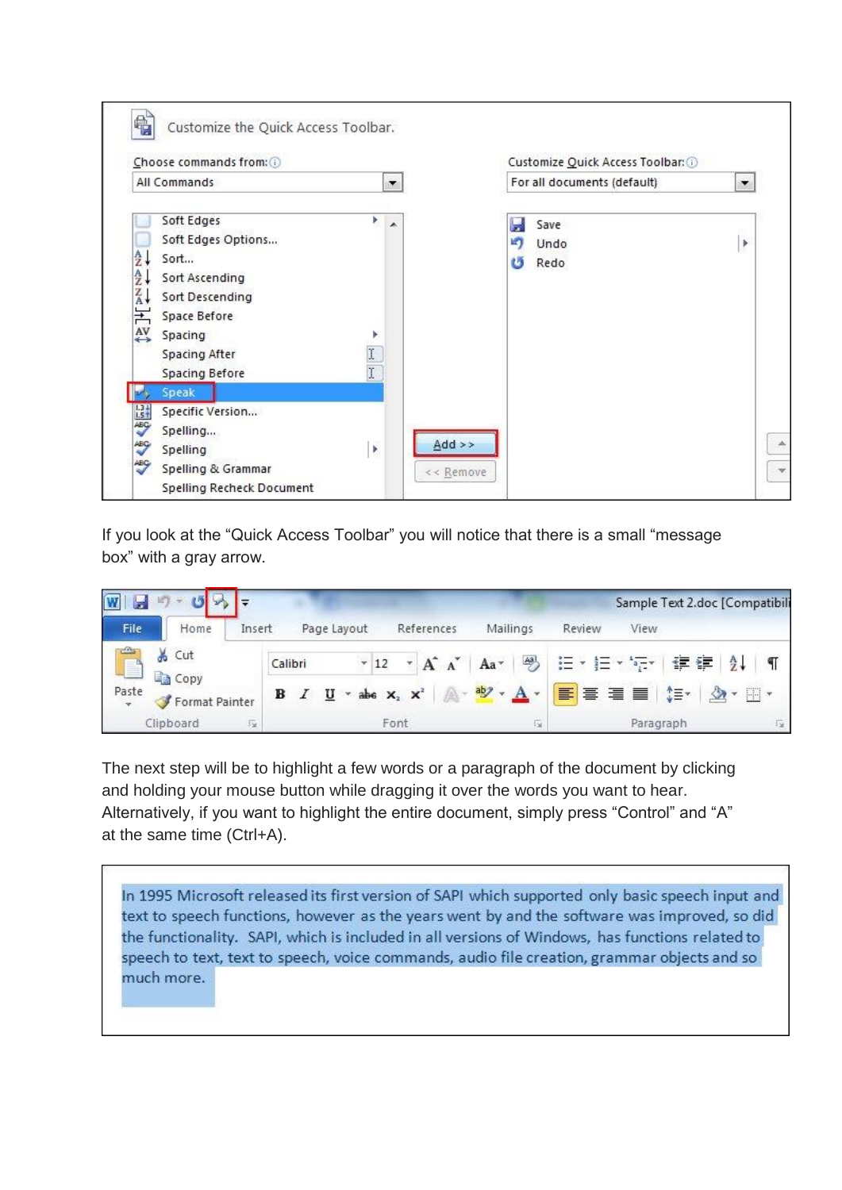If you look at the “Quick Access Toolbar” you will notice that there is a small “message box” with a gray arrow.

The next step will be to highlight a few words or a paragraph of the document by clicking and holding your mouse button while dragging it over the words you want to hear. Alternatively, if you want to highlight the entire document, simply press “Control” and “A” at the same time (Ctrl+A).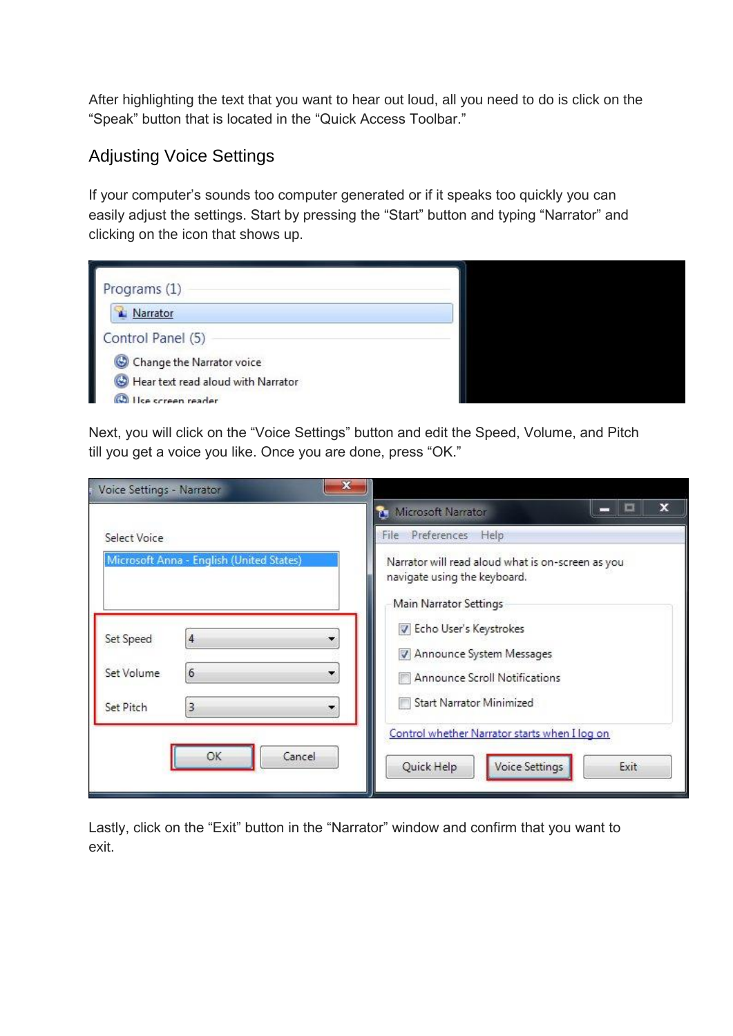After highlighting the text that you want to hear out loud, all you need to do is click on the “Speak” button that is located in the “Quick Access Toolbar.”

## Adjusting Voice Settings

If your computer’s sounds too computer generated or if it speaks too quickly you can easily adjust the settings. Start by pressing the “Start” button and typing “Narrator” and clicking on the icon that shows up.

Next, you will click on the “Voice Settings” button and edit the Speed, Volume, and Pitch till you get a voice you like. Once you are done, press “OK.”

Lastly, click on the “Exit” button in the “Narrator” window and confirm that you want to exit.